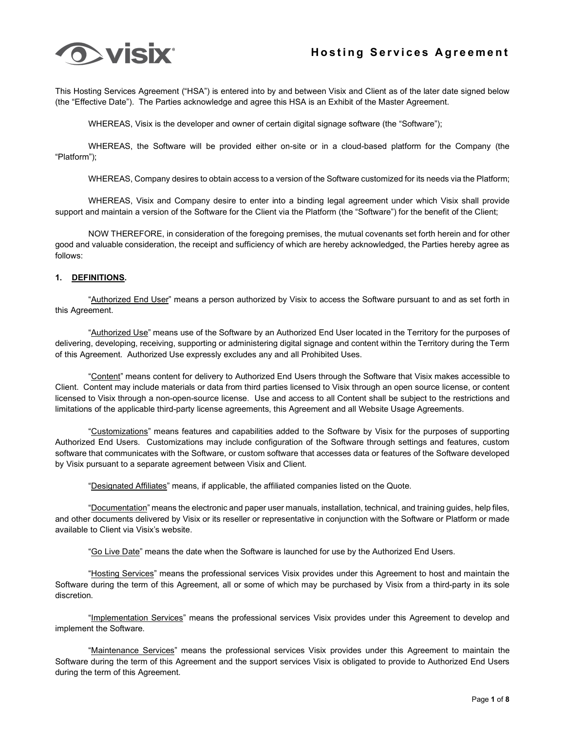# Hosting Services Agreement

This Hosting Services Agreement ("HSA") is entered into by and between Visix and Client as of the later date signed below (the "Effective Date"). The Parties acknowledge and agree this HSA is an Exhibit of the Master Agreement.

WHEREAS, Visix is the developer and owner of certain digital signage software (the "Software");

WHEREAS, the Software will be provided either on-site or in a cloud-based platform for the Company (the "Platform");

WHEREAS, Company desires to obtain access to a version of the Software customized for its needs via the Platform;

WHEREAS, Visix and Company desire to enter into a binding legal agreement under which Visix shall provide support and maintain a version of the Software for the Client via the Platform (the "Software") for the benefit of the Client;

NOW THEREFORE, in consideration of the foregoing premises, the mutual covenants set forth herein and for other good and valuable consideration, the receipt and sufficiency of which are hereby acknowledged, the Parties hereby agree as follows:

## 1. DEFINITIONS.

"Authorized End User" means a person authorized by Visix to access the Software pursuant to and as set forth in this Agreement.

"Authorized Use" means use of the Software by an Authorized End User located in the Territory for the purposes of delivering, developing, receiving, supporting or administering digital signage and content within the Territory during the Term of this Agreement. Authorized Use expressly excludes any and all Prohibited Uses.

"Content" means content for delivery to Authorized End Users through the Software that Visix makes accessible to Client. Content may include materials or data from third parties licensed to Visix through an open source license, or content licensed to Visix through a non-open-source license. Use and access to all Content shall be subject to the restrictions and limitations of the applicable third-party license agreements, this Agreement and all Website Usage Agreements.

"Customizations" means features and capabilities added to the Software by Visix for the purposes of supporting Authorized End Users. Customizations may include configuration of the Software through settings and features, custom software that communicates with the Software, or custom software that accesses data or features of the Software developed by Visix pursuant to a separate agreement between Visix and Client.

"Designated Affiliates" means, if applicable, the affiliated companies listed on the Quote.

"Documentation" means the electronic and paper user manuals, installation, technical, and training guides, help files, and other documents delivered by Visix or its reseller or representative in conjunction with the Software or Platform or made available to Client via Visix's website.

"Go Live Date" means the date when the Software is launched for use by the Authorized End Users.

"Hosting Services" means the professional services Visix provides under this Agreement to host and maintain the Software during the term of this Agreement, all or some of which may be purchased by Visix from a third-party in its sole discretion.

"Implementation Services" means the professional services Visix provides under this Agreement to develop and implement the Software.

"Maintenance Services" means the professional services Visix provides under this Agreement to maintain the Software during the term of this Agreement and the support services Visix is obligated to provide to Authorized End Users during the term of this Agreement.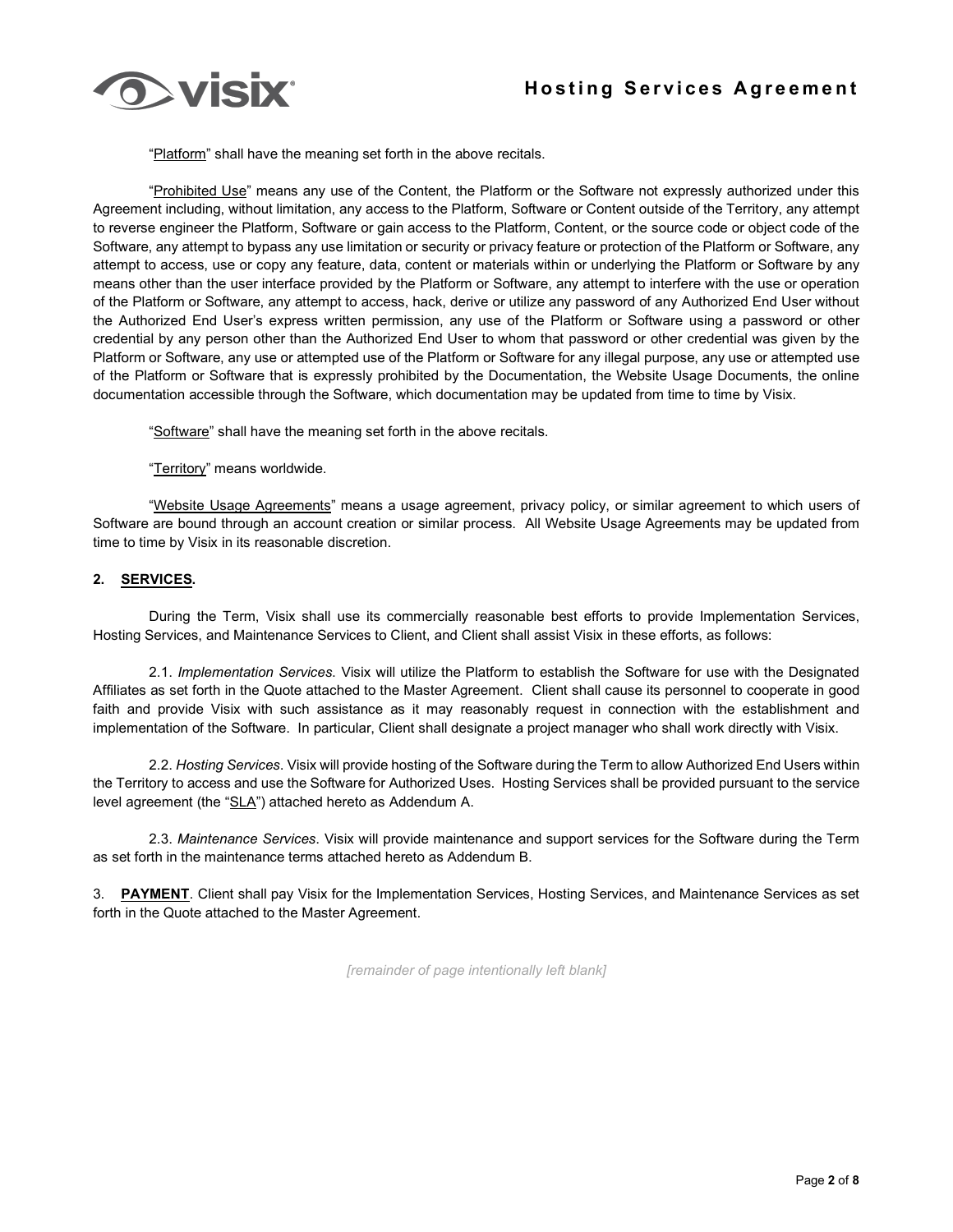"Platform" shall have the meaning set forth in the above recitals.

"Prohibited Use" means any use of the Content, the Platform or the Software not expressly authorized under this Agreement including, without limitation, any access to the Platform, Software or Content outside of the Territory, any attempt to reverse engineer the Platform, Software or gain access to the Platform, Content, or the source code or object code of the Software, any attempt to bypass any use limitation or security or privacy feature or protection of the Platform or Software, any attempt to access, use or copy any feature, data, content or materials within or underlying the Platform or Software by any means other than the user interface provided by the Platform or Software, any attempt to interfere with the use or operation of the Platform or Software, any attempt to access, hack, derive or utilize any password of any Authorized End User without the Authorized End User's express written permission, any use of the Platform or Software using a password or other credential by any person other than the Authorized End User to whom that password or other credential was given by the Platform or Software, any use or attempted use of the Platform or Software for any illegal purpose, any use or attempted use of the Platform or Software that is expressly prohibited by the Documentation, the Website Usage Documents, the online documentation accessible through the Software, which documentation may be updated from time to time by Visix.

"Software" shall have the meaning set forth in the above recitals.

"Territory" means worldwide.

"Website Usage Agreements" means a usage agreement, privacy policy, or similar agreement to which users of Software are bound through an account creation or similar process. All Website Usage Agreements may be updated from time to time by Visix in its reasonable discretion.

**2. SERVICES.**

During the Term, Visix shall use its commercially reasonable best efforts to provide Implementation Services, Hosting Services, and Maintenance Services to Client, and Client shall assist Visix in these efforts, as follows:

2.1. *Implementation Services*. Visix will utilize the Platform to establish the Software for use with the Designated Affiliates as set forth in the Quote attached to the Master Agreement. Client shall cause its personnel to cooperate in good faith and provide Visix with such assistance as it may reasonably request in connection with the establishment and implementation of the Software. In particular, Client shall designate a project manager who shall work directly with Visix.

2.2. *Hosting Services*. Visix will provide hosting of the Software during the Term to allow Authorized End Users within the Territory to access and use the Software for Authorized Uses. Hosting Services shall be provided pursuant to the service level agreement (the "SLA") attached hereto as Addendum A.

2.3. *Maintenance Services*. Visix will provide maintenance and support services for the Software during the Term as set forth in the maintenance terms attached hereto as Addendum B.

3. **PAYMENT**. Client shall pay Visix for the Implementation Services, Hosting Services, and Maintenance Services as set forth in the Quote attached to the Master Agreement.

*[remainder of page intentionally left blank]*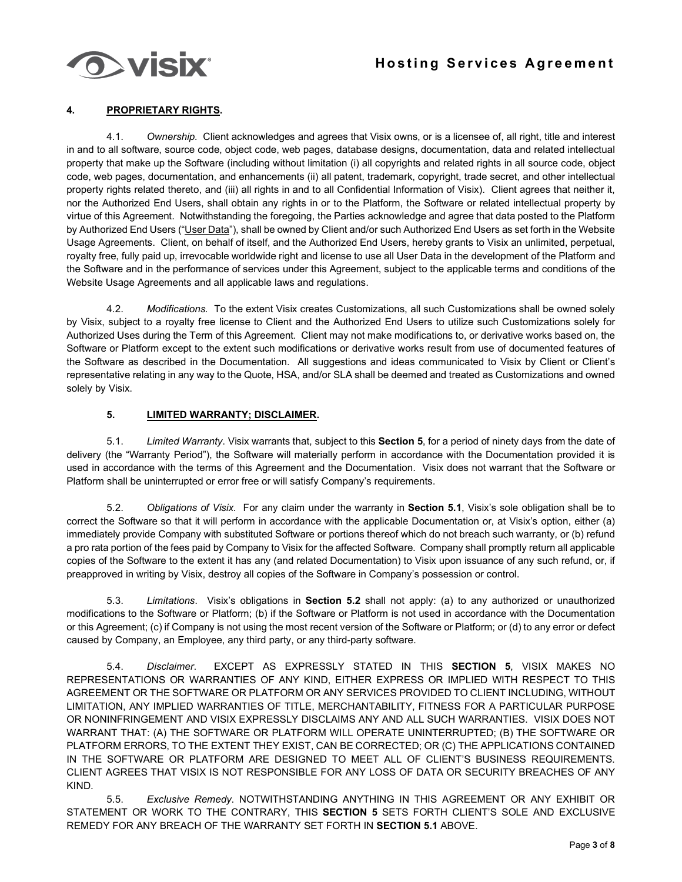## 4. PROPRIETARY RIGHTS.

4.1. *Ownership.* Client acknowledges and agrees that Visix owns, or is a licensee of, all right, title and interest in and to all software, source code, object code, web pages, database designs, documentation, data and related intellectual property that make up the Software (including without limitation (i) all copyrights and related rights in all source code, object code, web pages, documentation, and enhancements (ii) all patent, trademark, copyright, trade secret, and other intellectual property rights related thereto, and (iii) all rights in and to all Confidential Information of Visix). Client agrees that neither it, nor the Authorized End Users, shall obtain any rights in or to the Platform, the Software or related intellectual property by virtue of this Agreement. Notwithstanding the foregoing, the Parties acknowledge and agree that data posted to the Platform by Authorized End Users ("User Data"), shall be owned by Client and/or such Authorized End Users as set forth in the Website Usage Agreements. Client, on behalf of itself, and the Authorized End Users, hereby grants to Visix an unlimited, perpetual, royalty free, fully paid up, irrevocable worldwide right and license to use all User Data in the development of the Platform and the Software and in the performance of services under this Agreement, subject to the applicable terms and conditions of the Website Usage Agreements and all applicable laws and regulations.

4.2. *Modifications.* To the extent Visix creates Customizations, all such Customizations shall be owned solely by Visix, subject to a royalty free license to Client and the Authorized End Users to utilize such Customizations solely for Authorized Uses during the Term of this Agreement. Client may not make modifications to, or derivative works based on, the Software or Platform except to the extent such modifications or derivative works result from use of documented features of the Software as described in the Documentation. All suggestions and ideas communicated to Visix by Client or Client's representative relating in any way to the Quote, HSA, and/or SLA shall be deemed and treated as Customizations and owned solely by Visix.

## 5. LIMITED WARRANTY; DISCLAIMER.

5.1. *Limited Warranty*. Visix warrants that, subject to this **Section 5**, for a period of ninety days from the date of delivery (the "Warranty Period"), the Software will materially perform in accordance with the Documentation provided it is used in accordance with the terms of this Agreement and the Documentation. Visix does not warrant that the Software or Platform shall be uninterrupted or error free or will satisfy Company's requirements.

5.2. *Obligations of Visix*. For any claim under the warranty in **Section 5.1**, Visix's sole obligation shall be to correct the Software so that it will perform in accordance with the applicable Documentation or, at Visix's option, either (a) immediately provide Company with substituted Software or portions thereof which do not breach such warranty, or (b) refund a pro rata portion of the fees paid by Company to Visix for the affected Software. Company shall promptly return all applicable copies of the Software to the extent it has any (and related Documentation) to Visix upon issuance of any such refund, or, if preapproved in writing by Visix, destroy all copies of the Software in Company's possession or control.

5.3. *Limitations*. Visix's obligations in **Section 5.2** shall not apply: (a) to any authorized or unauthorized modifications to the Software or Platform; (b) if the Software or Platform is not used in accordance with the Documentation or this Agreement; (c) if Company is not using the most recent version of the Software or Platform; or (d) to any error or defect caused by Company, an Employee, any third party, or any third-party software.

5.4. *Disclaimer*. EXCEPT AS EXPRESSLY STATED IN THIS **SECTION 5**, VISIX MAKES NO REPRESENTATIONS OR WARRANTIES OF ANY KIND, EITHER EXPRESS OR IMPLIED WITH RESPECT TO THIS AGREEMENT OR THE SOFTWARE OR PLATFORM OR ANY SERVICES PROVIDED TO CLIENT INCLUDING, WITHOUT LIMITATION, ANY IMPLIED WARRANTIES OF TITLE, MERCHANTABILITY, FITNESS FOR A PARTICULAR PURPOSE OR NONINFRINGEMENT AND VISIX EXPRESSLY DISCLAIMS ANY AND ALL SUCH WARRANTIES. VISIX DOES NOT WARRANT THAT: (A) THE SOFTWARE OR PLATFORM WILL OPERATE UNINTERRUPTED; (B) THE SOFTWARE OR PLATFORM ERRORS, TO THE EXTENT THEY EXIST, CAN BE CORRECTED; OR (C) THE APPLICATIONS CONTAINED IN THE SOFTWARE OR PLATFORM ARE DESIGNED TO MEET ALL OF CLIENT'S BUSINESS REQUIREMENTS. CLIENT AGREES THAT VISIX IS NOT RESPONSIBLE FOR ANY LOSS OF DATA OR SECURITY BREACHES OF ANY KIND.

5.5. *Exclusive Remedy*. NOTWITHSTANDING ANYTHING IN THIS AGREEMENT OR ANY EXHIBIT OR STATEMENT OR WORK TO THE CONTRARY, THIS **SECTION 5** SETS FORTH CLIENT'S SOLE AND EXCLUSIVE REMEDY FOR ANY BREACH OF THE WARRANTY SET FORTH IN **SECTION 5.1** ABOVE.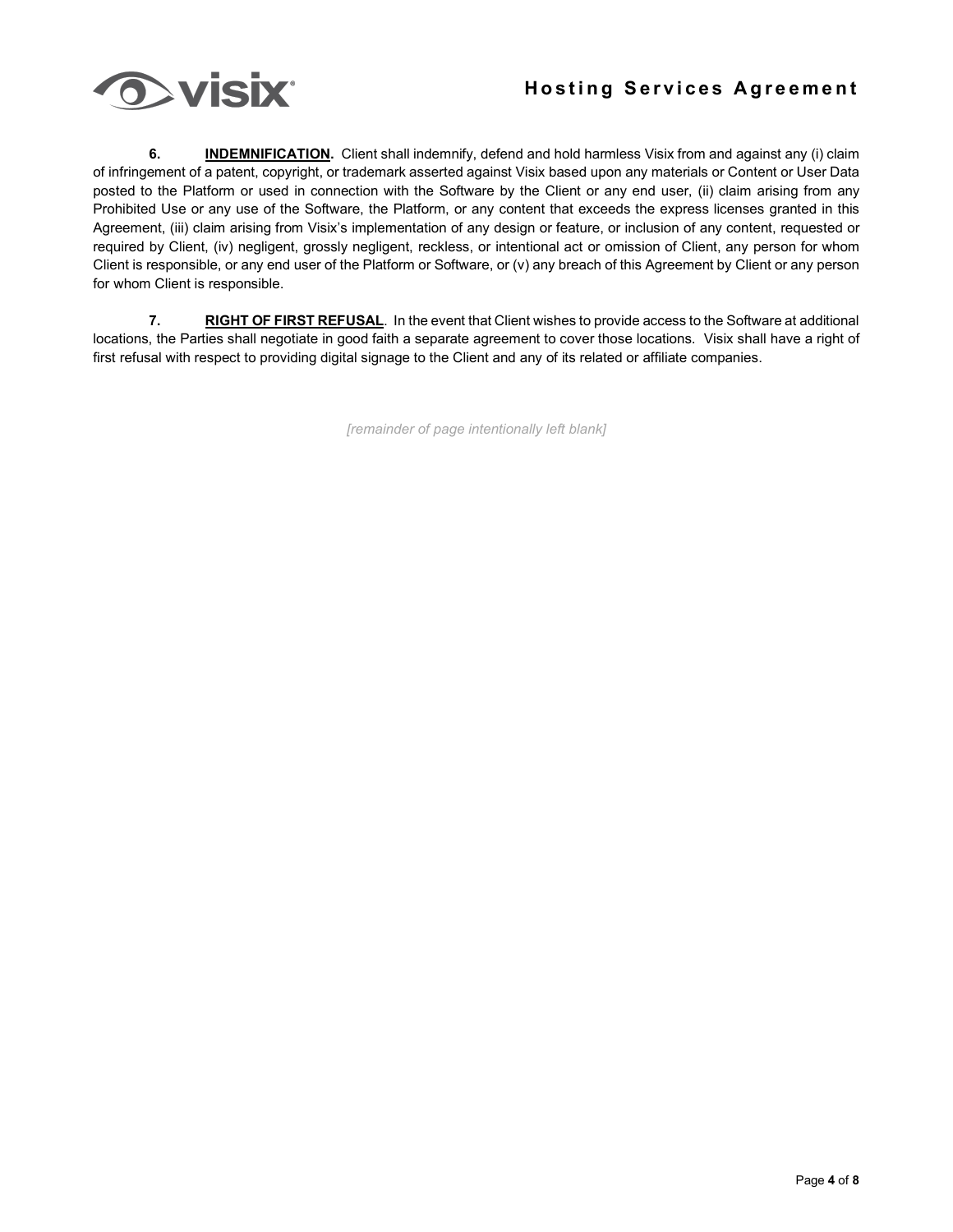**6. INDEMNIFICATION.** Client shall indemnify, defend and hold harmless Visix from and against any (i) claim of infringement of a patent, copyright, or trademark asserted against Visix based upon any materials or Content or User Data posted to the Platform or used in connection with the Software by the Client or any end user, (ii) claim arising from any Prohibited Use or any use of the Software, the Platform, or any content that exceeds the express licenses granted in this Agreement, (iii) claim arising from Visix's implementation of any design or feature, or inclusion of any content, requested or required by Client, (iv) negligent, grossly negligent, reckless, or intentional act or omission of Client, any person for whom Client is responsible, or any end user of the Platform or Software, or (v) any breach of this Agreement by Client or any person for whom Client is responsible.

**7. RIGHT OF FIRST REFUSAL**. In the event that Client wishes to provide access to the Software at additional locations, the Parties shall negotiate in good faith a separate agreement to cover those locations. Visix shall have a right of first refusal with respect to providing digital signage to the Client and any of its related or affiliate companies.

*[remainder of page intentionally left blank]*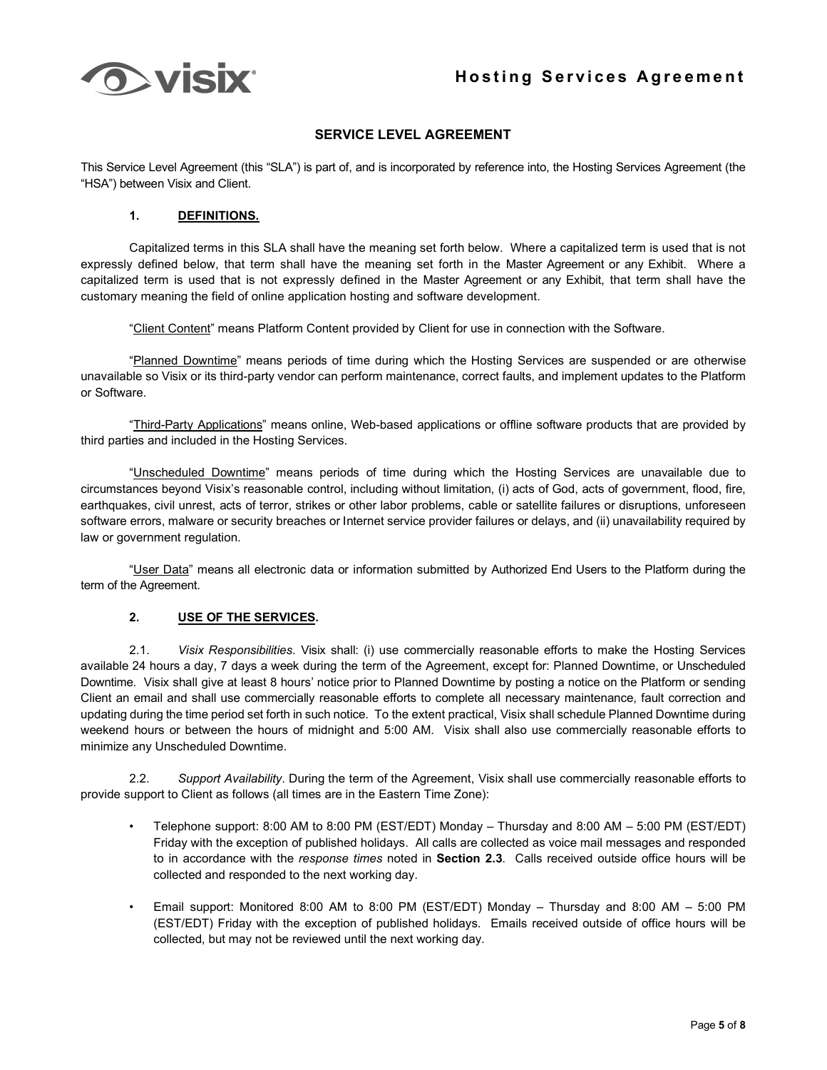## SERVICE LEVEL AGREEMENT

This Service Level Agreement (this "SLA") is part of, and is incorporated by reference into, the Hosting Services Agreement (the "HSA") between Visix and Client.

### 1. DEFINITIONS.

Capitalized terms in this SLA shall have the meaning set forth below. Where a capitalized term is used that is not expressly defined below, that term shall have the meaning set forth in the Master Agreement or any Exhibit. Where a capitalized term is used that is not expressly defined in the Master Agreement or any Exhibit, that term shall have the customary meaning the field of online application hosting and software development.

"Client Content" means Platform Content provided by Client for use in connection with the Software.

"Planned Downtime" means periods of time during which the Hosting Services are suspended or are otherwise unavailable so Visix or its third-party vendor can perform maintenance, correct faults, and implement updates to the Platform or Software.

"Third-Party Applications" means online, Web-based applications or offline software products that are provided by third parties and included in the Hosting Services.

"Unscheduled Downtime" means periods of time during which the Hosting Services are unavailable due to circumstances beyond Visix's reasonable control, including without limitation, (i) acts of God, acts of government, flood, fire, earthquakes, civil unrest, acts of terror, strikes or other labor problems, cable or satellite failures or disruptions, unforeseen software errors, malware or security breaches or Internet service provider failures or delays, and (ii) unavailability required by law or government regulation.

"User Data" means all electronic data or information submitted by Authorized End Users to the Platform during the term of the Agreement.

### 2. USE OF THE SERVICES.

2.1. *Visix Responsibilities*. Visix shall: (i) use commercially reasonable efforts to make the Hosting Services available 24 hours a day, 7 days a week during the term of the Agreement, except for: Planned Downtime, or Unscheduled Downtime. Visix shall give at least 8 hours' notice prior to Planned Downtime by posting a notice on the Platform or sending Client an email and shall use commercially reasonable efforts to complete all necessary maintenance, fault correction and updating during the time period set forth in such notice. To the extent practical, Visix shall schedule Planned Downtime during weekend hours or between the hours of midnight and 5:00 AM. Visix shall also use commercially reasonable efforts to minimize any Unscheduled Downtime.

2.2. *Support Availability*. During the term of the Agreement, Visix shall use commercially reasonable efforts to provide support to Client as follows (all times are in the Eastern Time Zone):

- Telephone support: 8:00 AM to 8:00 PM (EST/EDT) Monday – Thursday and 8:00 AM – 5:00 PM (EST/EDT) Friday with the exception of published holidays. All calls are collected as voice mail messages and responded to in accordance with the *response times* noted in **Section 2.3**. Calls received outside office hours will be collected and responded to the next working day.
- Email support: Monitored 8:00 AM to 8:00 PM (EST/EDT) Monday – Thursday and 8:00 AM – 5:00 PM (EST/EDT) Friday with the exception of published holidays. Emails received outside of office hours will be collected, but may not be reviewed until the next working day.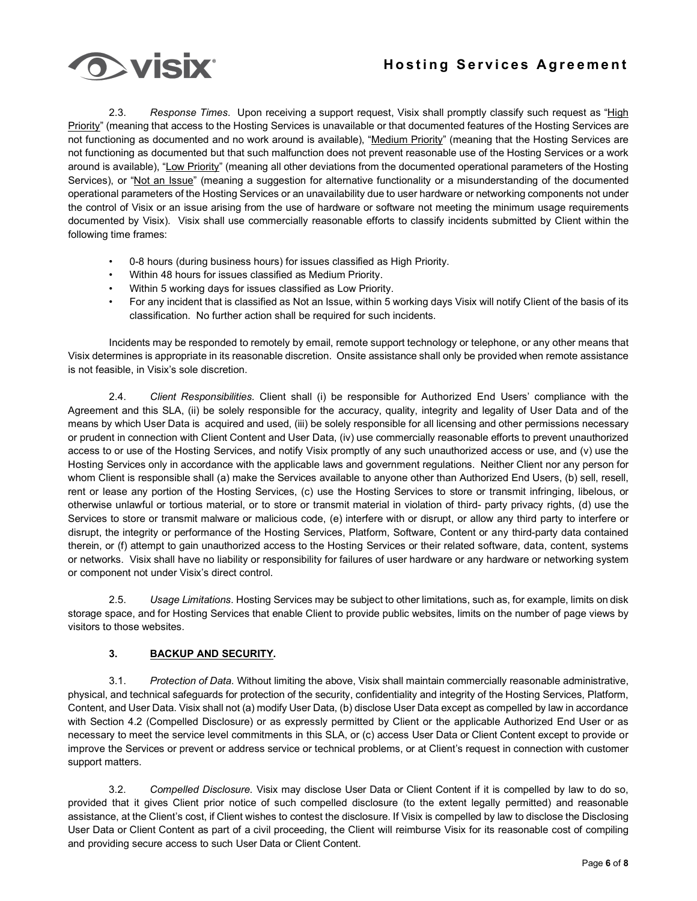2.3. *Response Times*. Upon receiving a support request, Visix shall promptly classify such request as "High Priority" (meaning that access to the Hosting Services is unavailable or that documented features of the Hosting Services are not functioning as documented and no work around is available), "Medium Priority" (meaning that the Hosting Services are not functioning as documented but that such malfunction does not prevent reasonable use of the Hosting Services or a work around is available), "Low Priority" (meaning all other deviations from the documented operational parameters of the Hosting Services), or "Not an Issue" (meaning a suggestion for alternative functionality or a misunderstanding of the documented operational parameters of the Hosting Services or an unavailability due to user hardware or networking components not under the control of Visix or an issue arising from the use of hardware or software not meeting the minimum usage requirements documented by Visix). Visix shall use commercially reasonable efforts to classify incidents submitted by Client within the following time frames:

- 0-8 hours (during business hours) for issues classified as High Priority.
- Within 48 hours for issues classified as Medium Priority.
- Within 5 working days for issues classified as Low Priority.
- For any incident that is classified as Not an Issue, within 5 working days Visix will notify Client of the basis of its classification. No further action shall be required for such incidents.

Incidents may be responded to remotely by email, remote support technology or telephone, or any other means that Visix determines is appropriate in its reasonable discretion. Onsite assistance shall only be provided when remote assistance is not feasible, in Visix's sole discretion.

2.4. *Client Responsibilities*. Client shall (i) be responsible for Authorized End Users' compliance with the Agreement and this SLA, (ii) be solely responsible for the accuracy, quality, integrity and legality of User Data and of the means by which User Data is acquired and used, (iii) be solely responsible for all licensing and other permissions necessary or prudent in connection with Client Content and User Data, (iv) use commercially reasonable efforts to prevent unauthorized access to or use of the Hosting Services, and notify Visix promptly of any such unauthorized access or use, and (v) use the Hosting Services only in accordance with the applicable laws and government regulations. Neither Client nor any person for whom Client is responsible shall (a) make the Services available to anyone other than Authorized End Users, (b) sell, resell, rent or lease any portion of the Hosting Services, (c) use the Hosting Services to store or transmit infringing, libelous, or otherwise unlawful or tortious material, or to store or transmit material in violation of third- party privacy rights, (d) use the Services to store or transmit malware or malicious code, (e) interfere with or disrupt, or allow any third party to interfere or disrupt, the integrity or performance of the Hosting Services, Platform, Software, Content or any third-party data contained therein, or (f) attempt to gain unauthorized access to the Hosting Services or their related software, data, content, systems or networks. Visix shall have no liability or responsibility for failures of user hardware or any hardware or networking system or component not under Visix's direct control.

2.5. *Usage Limitations*. Hosting Services may be subject to other limitations, such as, for example, limits on disk storage space, and for Hosting Services that enable Client to provide public websites, limits on the number of page views by visitors to those websites.

## 3. BACKUP AND SECURITY.

3.1. *Protection of Data*. Without limiting the above, Visix shall maintain commercially reasonable administrative, physical, and technical safeguards for protection of the security, confidentiality and integrity of the Hosting Services, Platform, Content, and User Data. Visix shall not (a) modify User Data, (b) disclose User Data except as compelled by law in accordance with Section 4.2 (Compelled Disclosure) or as expressly permitted by Client or the applicable Authorized End User or as necessary to meet the service level commitments in this SLA, or (c) access User Data or Client Content except to provide or improve the Services or prevent or address service or technical problems, or at Client's request in connection with customer support matters.

3.2. *Compelled Disclosure*. Visix may disclose User Data or Client Content if it is compelled by law to do so, provided that it gives Client prior notice of such compelled disclosure (to the extent legally permitted) and reasonable assistance, at the Client's cost, if Client wishes to contest the disclosure. If Visix is compelled by law to disclose the Disclosing User Data or Client Content as part of a civil proceeding, the Client will reimburse Visix for its reasonable cost of compiling and providing secure access to such User Data or Client Content.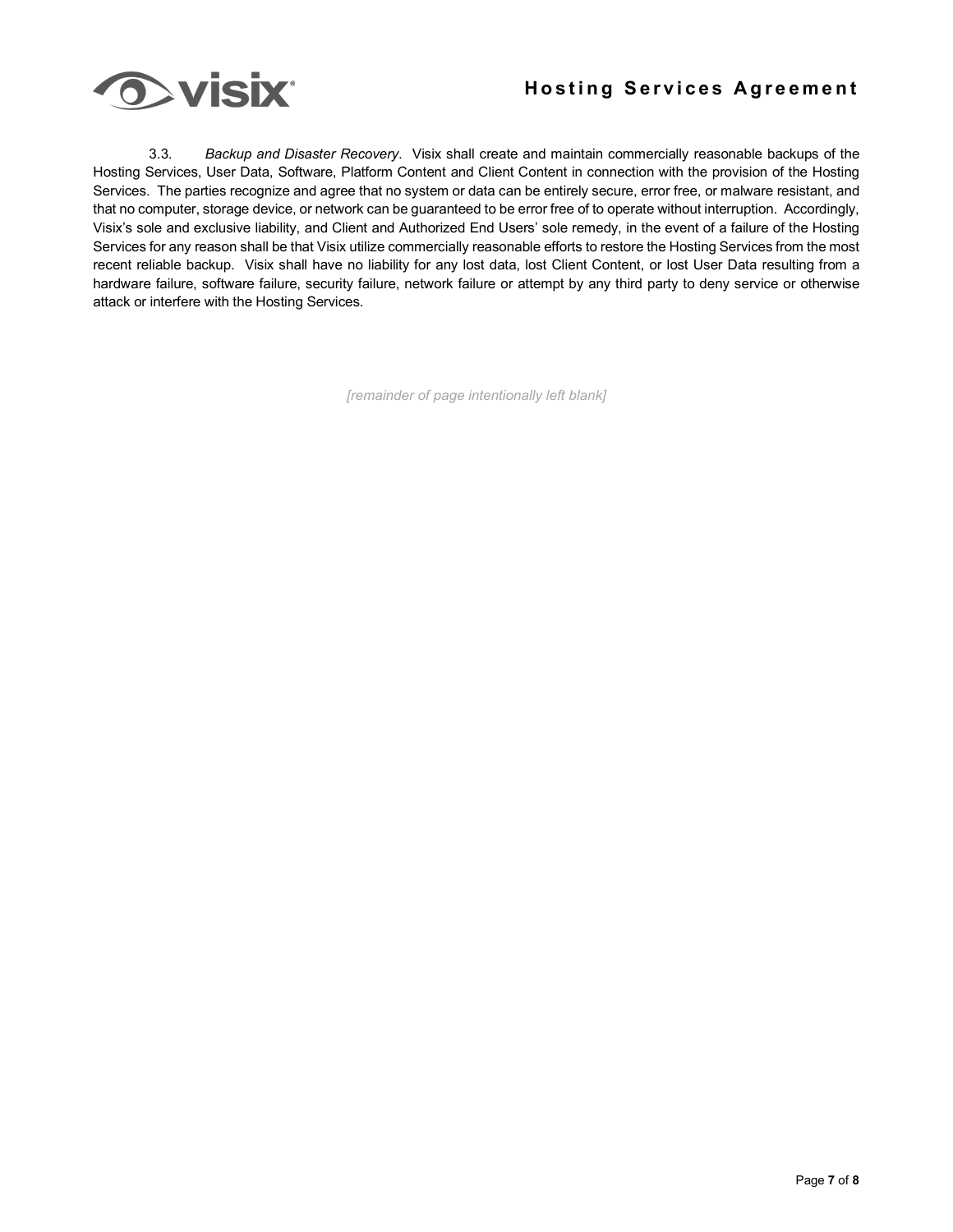3.3. *Backup and Disaster Recovery*. Visix shall create and maintain commercially reasonable backups of the Hosting Services, User Data, Software, Platform Content and Client Content in connection with the provision of the Hosting Services. The parties recognize and agree that no system or data can be entirely secure, error free, or malware resistant, and that no computer, storage device, or network can be guaranteed to be error free of to operate without interruption. Accordingly, Visix's sole and exclusive liability, and Client and Authorized End Users' sole remedy, in the event of a failure of the Hosting Services for any reason shall be that Visix utilize commercially reasonable efforts to restore the Hosting Services from the most recent reliable backup. Visix shall have no liability for any lost data, lost Client Content, or lost User Data resulting from a hardware failure, software failure, security failure, network failure or attempt by any third party to deny service or otherwise attack or interfere with the Hosting Services.

*[remainder of page intentionally left blank]*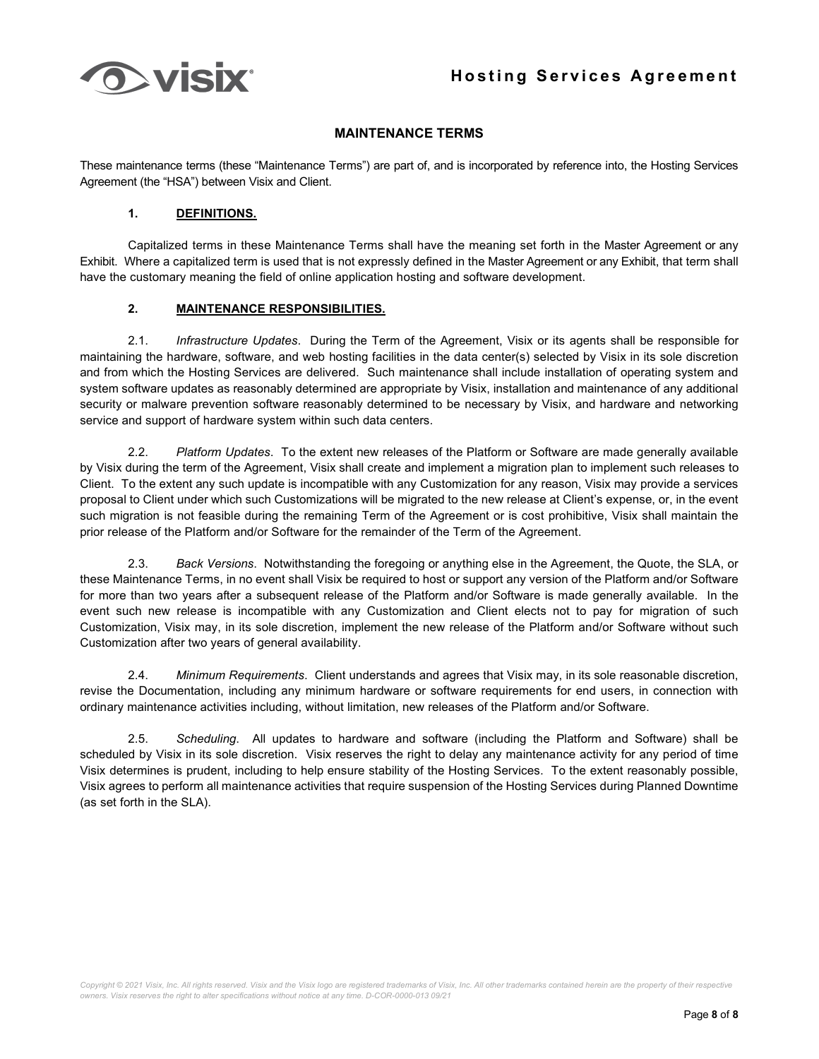## MAINTENANCE TERMS

These maintenance terms (these "Maintenance Terms") are part of, and is incorporated by reference into, the Hosting Services Agreement (the "HSA") between Visix and Client.

### 1. DEFINITIONS.

Capitalized terms in these Maintenance Terms shall have the meaning set forth in the Master Agreement or any Exhibit. Where a capitalized term is used that is not expressly defined in the Master Agreement or any Exhibit, that term shall have the customary meaning the field of online application hosting and software development.

### 2. MAINTENANCE RESPONSIBILITIES.

2.1. *Infrastructure Updates*. During the Term of the Agreement, Visix or its agents shall be responsible for maintaining the hardware, software, and web hosting facilities in the data center(s) selected by Visix in its sole discretion and from which the Hosting Services are delivered. Such maintenance shall include installation of operating system and system software updates as reasonably determined are appropriate by Visix, installation and maintenance of any additional security or malware prevention software reasonably determined to be necessary by Visix, and hardware and networking service and support of hardware system within such data centers.

2.2. *Platform Updates*. To the extent new releases of the Platform or Software are made generally available by Visix during the term of the Agreement, Visix shall create and implement a migration plan to implement such releases to Client. To the extent any such update is incompatible with any Customization for any reason, Visix may provide a services proposal to Client under which such Customizations will be migrated to the new release at Client's expense, or, in the event such migration is not feasible during the remaining Term of the Agreement or is cost prohibitive, Visix shall maintain the prior release of the Platform and/or Software for the remainder of the Term of the Agreement.

2.3. *Back Versions*. Notwithstanding the foregoing or anything else in the Agreement, the Quote, the SLA, or these Maintenance Terms, in no event shall Visix be required to host or support any version of the Platform and/or Software for more than two years after a subsequent release of the Platform and/or Software is made generally available. In the event such new release is incompatible with any Customization and Client elects not to pay for migration of such Customization, Visix may, in its sole discretion, implement the new release of the Platform and/or Software without such Customization after two years of general availability.

2.4. *Minimum Requirements*. Client understands and agrees that Visix may, in its sole reasonable discretion, revise the Documentation, including any minimum hardware or software requirements for end users, in connection with ordinary maintenance activities including, without limitation, new releases of the Platform and/or Software.

2.5. *Scheduling*. All updates to hardware and software (including the Platform and Software) shall be scheduled by Visix in its sole discretion. Visix reserves the right to delay any maintenance activity for any period of time Visix determines is prudent, including to help ensure stability of the Hosting Services. To the extent reasonably possible, Visix agrees to perform all maintenance activities that require suspension of the Hosting Services during Planned Downtime (as set forth in the SLA).